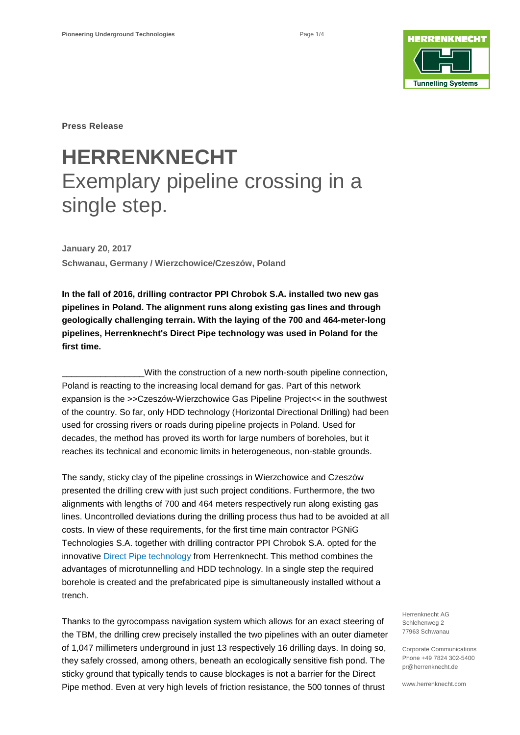**Press Release**

# HERRENKNECHT
## Exemplary pipeline crossing in a single step.

**January 20, 2017**
**Schwanau, Germany / Wierzchowice/Czeszów, Poland**

**In the fall of 2016, drilling contractor PPI Chrobok S.A. installed two new gas pipelines in Poland. The alignment runs along existing gas lines and through geologically challenging terrain. With the laying of the 700 and 464-meter-long pipelines, Herrenknecht's Direct Pipe technology was used in Poland for the first time.**

_________________With the construction of a new north-south pipeline connection, Poland is reacting to the increasing local demand for gas. Part of this network expansion is the >>Czeszów-Wierzchowice Gas Pipeline Project<< in the southwest of the country. So far, only HDD technology (Horizontal Directional Drilling) had been used for crossing rivers or roads during pipeline projects in Poland. Used for decades, the method has proved its worth for large numbers of boreholes, but it reaches its technical and economic limits in heterogeneous, non-stable grounds.

The sandy, sticky clay of the pipeline crossings in Wierzchowice and Czeszów presented the drilling crew with just such project conditions. Furthermore, the two alignments with lengths of 700 and 464 meters respectively run along existing gas lines. Uncontrolled deviations during the drilling process thus had to be avoided at all costs. In view of these requirements, for the first time main contractor PGNiG Technologies S.A. together with drilling contractor PPI Chrobok S.A. opted for the innovative Direct Pipe technology from Herrenknecht. This method combines the advantages of microtunnelling and HDD technology. In a single step the required borehole is created and the prefabricated pipe is simultaneously installed without a trench.

Thanks to the gyrocompass navigation system which allows for an exact steering of the TBM, the drilling crew precisely installed the two pipelines with an outer diameter of 1,047 millimeters underground in just 13 respectively 16 drilling days. In doing so, they safely crossed, among others, beneath an ecologically sensitive fish pond. The sticky ground that typically tends to cause blockages is not a barrier for the Direct Pipe method. Even at very high levels of friction resistance, the 500 tonnes of thrust

Herrenknecht AG
Schlehenweg 2
77963 Schwanau

Corporate Communications
Phone +49 7824 302-5400
pr@herrenknecht.de

www.herrenknecht.com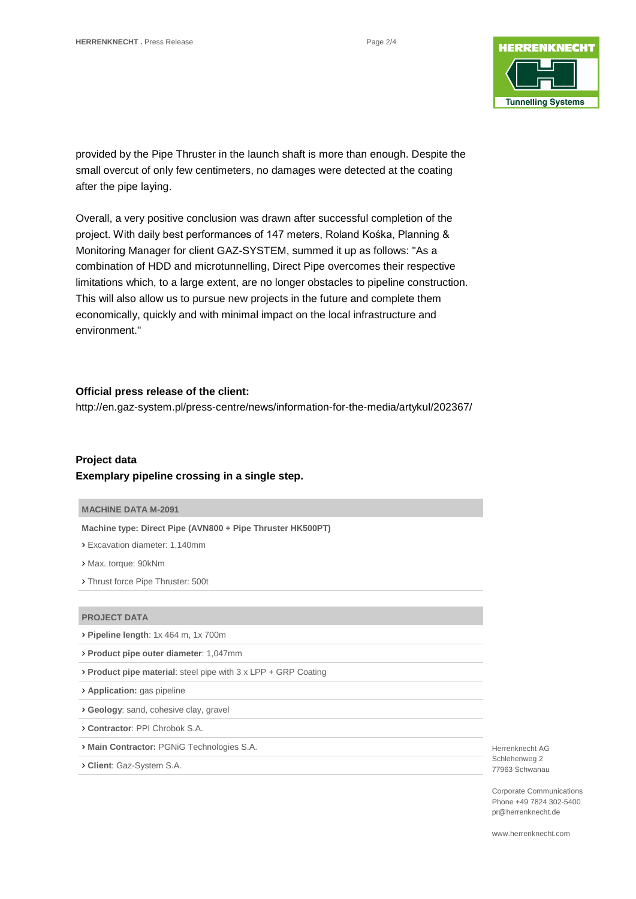provided by the Pipe Thruster in the launch shaft is more than enough. Despite the small overcut of only few centimeters, no damages were detected at the coating after the pipe laying.

Overall, a very positive conclusion was drawn after successful completion of the project. With daily best performances of 147 meters, Roland Kośka, Planning & Monitoring Manager for client GAZ-SYSTEM, summed it up as follows: "As a combination of HDD and microtunnelling, Direct Pipe overcomes their respective limitations which, to a large extent, are no longer obstacles to pipeline construction. This will also allow us to pursue new projects in the future and complete them economically, quickly and with minimal impact on the local infrastructure and environment."

**Official press release of the client:**
http://en.gaz-system.pl/press-centre/news/information-for-the-media/artykul/202367/

**Project data**
**Exemplary pipeline crossing in a single step.**

| MACHINE DATA M-2091 |
|---|
| **Machine type: Direct Pipe (AVN800 + Pipe Thruster HK500PT)** |
| › Excavation diameter: 1,140mm |
| › Max. torque: 90kNm |
| › Thrust force Pipe Thruster: 500t |

| PROJECT DATA |
|---|
| › **Pipeline length**: 1x 464 m, 1x 700m |
| › **Product pipe outer diameter**: 1,047mm |
| › **Product pipe material**: steel pipe with 3 x LPP + GRP Coating |
| › **Application:** gas pipeline |
| › **Geology**: sand, cohesive clay, gravel |
| › **Contractor**: PPI Chrobok S.A. |
| › **Main Contractor:** PGNiG Technologies S.A. |
| › **Client**: Gaz-System S.A. |

Herrenknecht AG
Schlehenweg 2
77963 Schwanau

Corporate Communications
Phone +49 7824 302-5400
pr@herrenknecht.de

www.herrenknecht.com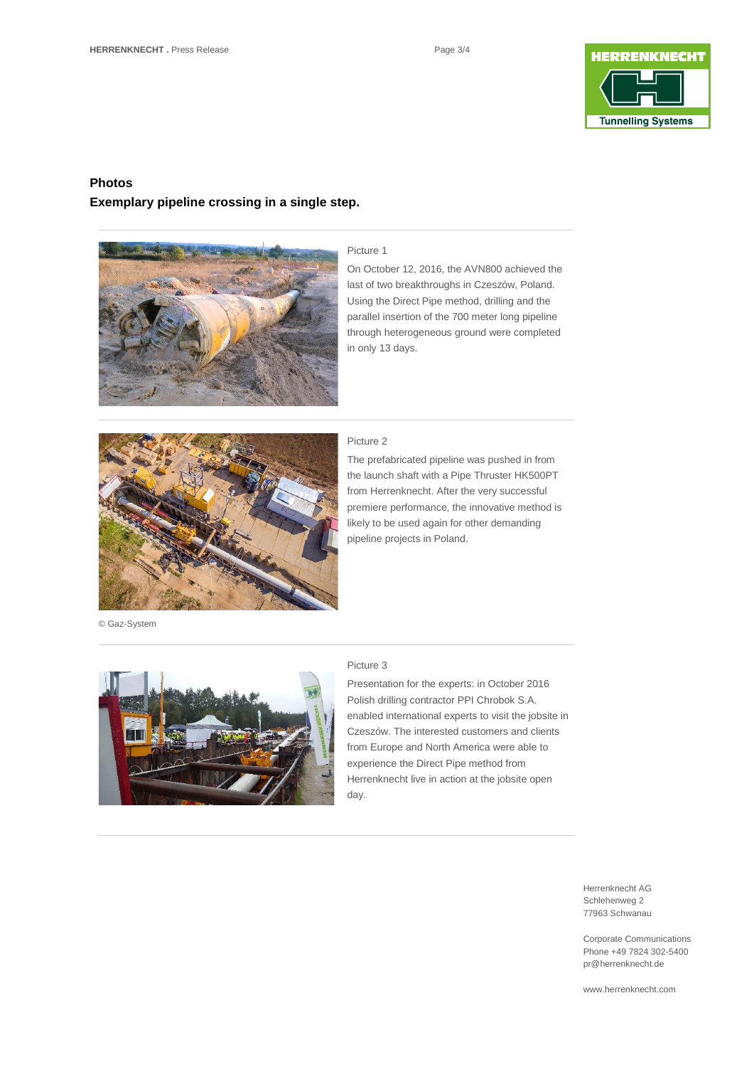## Photos

**Exemplary pipeline crossing in a single step.**

Picture 1

On October 12, 2016, the AVN800 achieved the last of two breakthroughs in Czeszów, Poland. Using the Direct Pipe method, drilling and the parallel insertion of the 700 meter long pipeline through heterogeneous ground were completed in only 13 days.

Picture 2

The prefabricated pipeline was pushed in from the launch shaft with a Pipe Thruster HK500PT from Herrenknecht. After the very successful premiere performance, the innovative method is likely to be used again for other demanding pipeline projects in Poland.

© Gaz-System

Picture 3

Presentation for the experts: in October 2016 Polish drilling contractor PPI Chrobok S.A. enabled international experts to visit the jobsite in Czeszów. The interested customers and clients from Europe and North America were able to experience the Direct Pipe method from Herrenknecht live in action at the jobsite open day.

Herrenknecht AG
Schlehenweg 2
77963 Schwanau

Corporate Communications
Phone +49 7824 302-5400
pr@herrenknecht.de

www.herrenknecht.com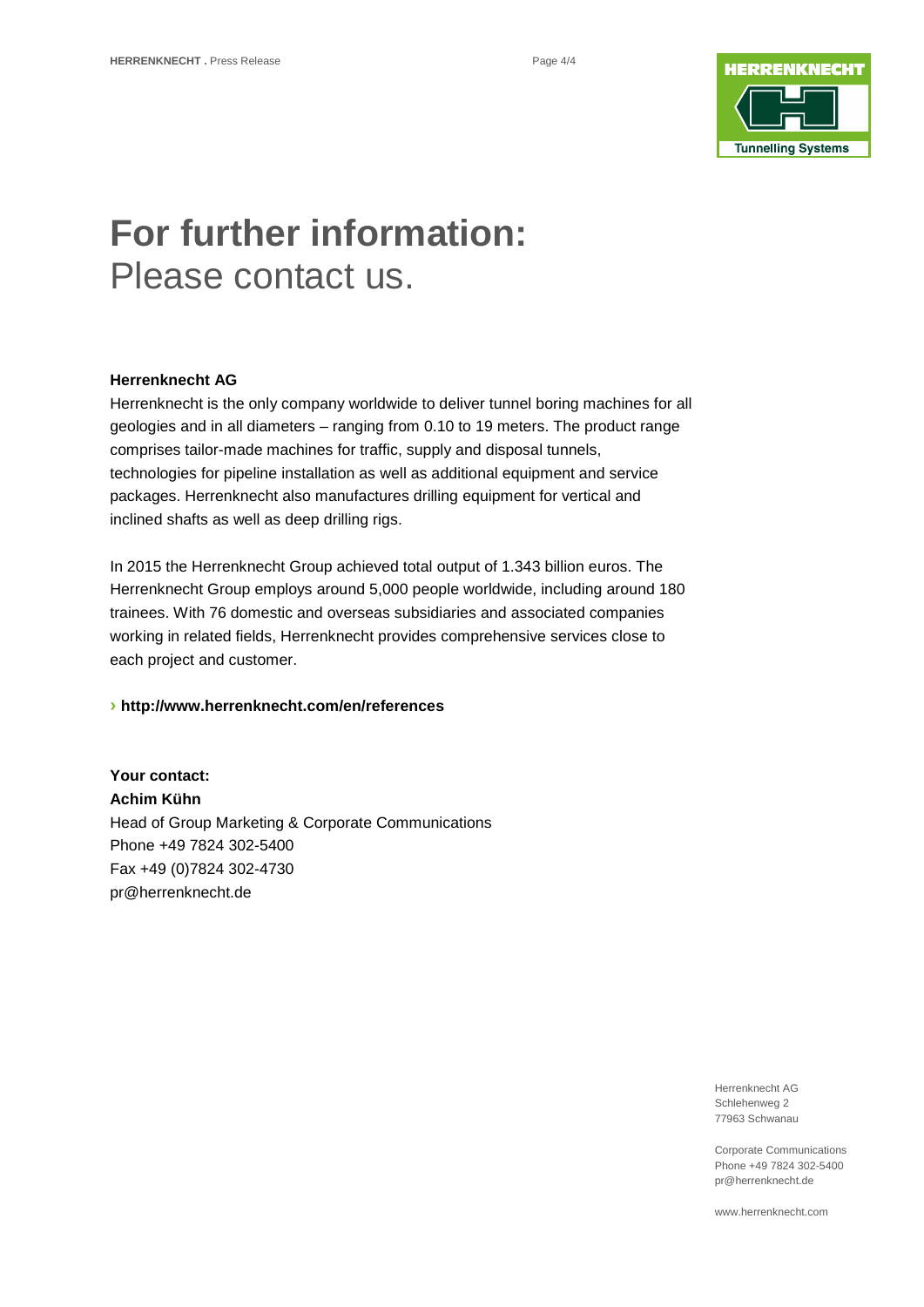# For further information:
Please contact us.

**Herrenknecht AG**

Herrenknecht is the only company worldwide to deliver tunnel boring machines for all geologies and in all diameters – ranging from 0.10 to 19 meters. The product range comprises tailor-made machines for traffic, supply and disposal tunnels, technologies for pipeline installation as well as additional equipment and service packages. Herrenknecht also manufactures drilling equipment for vertical and inclined shafts as well as deep drilling rigs.

In 2015 the Herrenknecht Group achieved total output of 1.343 billion euros. The Herrenknecht Group employs around 5,000 people worldwide, including around 180 trainees. With 76 domestic and overseas subsidiaries and associated companies working in related fields, Herrenknecht provides comprehensive services close to each project and customer.

**› http://www.herrenknecht.com/en/references**

**Your contact:**
**Achim Kühn**
Head of Group Marketing & Corporate Communications
Phone +49 7824 302-5400
Fax +49 (0)7824 302-4730
pr@herrenknecht.de

Herrenknecht AG
Schlehenweg 2
77963 Schwanau

Corporate Communications
Phone +49 7824 302-5400
pr@herrenknecht.de

www.herrenknecht.com